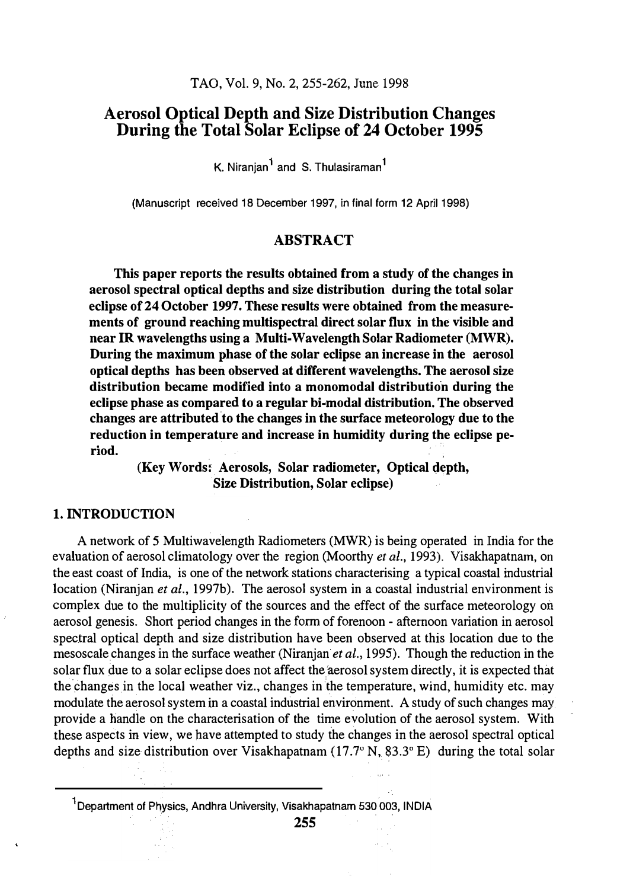# Aerosol Optical Depth and Size Distribution Changes During the Total Solar Eclipse of 24 October 1995

K. Niranjan[1] and S. Thulasiraman[1]

(Manuscript received 18 December 1997, in final form 12 April 1998)

## ABSTRACT

**This paper reports the results obtained from a study of the changes in aerosol spectral optical depths and size distribution during the total solar eclipse of 24 October 1997. These results were obtained from the measurements of ground reaching multispectral direct solar flux in the visible and near IR wavelengths using a Multi-Wavelength Solar Radiometer (MWR). During the maximum phase of the solar eclipse an increase in the aerosol optical depths has been observed at different wavelengths. The aerosol size distribution became modified into a monomodal distribution during the eclipse phase as compared to a regular bi-modal distribution. The observed changes are attributed to the changes in the surface meteorology due to the reduction in temperature and increase in humidity during the eclipse period.**

**(Key Words: Aerosols, Solar radiometer, Optical depth, Size Distribution, Solar eclipse)**

## 1. INTRODUCTION

A network of 5 Multiwavelength Radiometers (MWR) is being operated in India for the evaluation of aerosol climatology over the region (Moorthy *et al.*, 1993). Visakhapatnam, on the east coast of India, is one of the network stations characterising a typical coastal industrial location (Niranjan *et al.*, 1997b). The aerosol system in a coastal industrial environment is complex due to the multiplicity of the sources and the effect of the surface meteorology on aerosol genesis. Short period changes in the form of forenoon - afternoon variation in aerosol spectral optical depth and size distribution have been observed at this location due to the mesoscale changes in the surface weather (Niranjan *et al.*, 1995). Though the reduction in the solar flux due to a solar eclipse does not affect the aerosol system directly, it is expected that the changes in the local weather viz., changes in the temperature, wind, humidity etc. may modulate the aerosol system in a coastal industrial environment. A study of such changes may provide a handle on the characterisation of the time evolution of the aerosol system. With these aspects in view, we have attempted to study the changes in the aerosol spectral optical depths and size distribution over Visakhapatnam (17.7° N, 83.3° E) during the total solar

[1]Department of Physics, Andhra University, Visakhapatnam 530 003, INDIA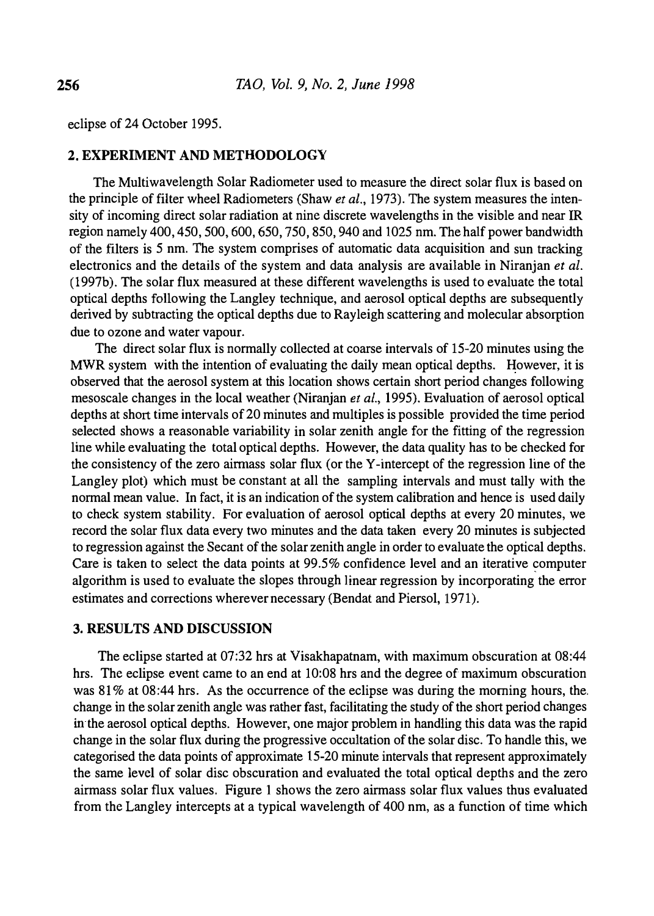eclipse of 24 October 1995.

## 2. EXPERIMENT AND METHODOLOGY

The Multiwavelength Solar Radiometer used to measure the direct solar flux is based on the principle of filter wheel Radiometers (Shaw *et al.*, 1973). The system measures the intensity of incoming direct solar radiation at nine discrete wavelengths in the visible and near IR region namely 400, 450, 500, 600, 650, 750, 850, 940 and 1025 nm. The half power bandwidth of the filters is 5 nm. The system comprises of automatic data acquisition and sun tracking electronics and the details of the system and data analysis are available in Niranjan *et al.* (1997b). The solar flux measured at these different wavelengths is used to evaluate the total optical depths following the Langley technique, and aerosol optical depths are subsequently derived by subtracting the optical depths due to Rayleigh scattering and molecular absorption due to ozone and water vapour.

The direct solar flux is normally collected at coarse intervals of 15-20 minutes using the MWR system with the intention of evaluating the daily mean optical depths. However, it is observed that the aerosol system at this location shows certain short period changes following mesoscale changes in the local weather (Niranjan *et al.*, 1995). Evaluation of aerosol optical depths at short time intervals of 20 minutes and multiples is possible provided the time period selected shows a reasonable variability in solar zenith angle for the fitting of the regression line while evaluating the total optical depths. However, the data quality has to be checked for the consistency of the zero airmass solar flux (or the Y-intercept of the regression line of the Langley plot) which must be constant at all the sampling intervals and must tally with the normal mean value. In fact, it is an indication of the system calibration and hence is used daily to check system stability. For evaluation of aerosol optical depths at every 20 minutes, we record the solar flux data every two minutes and the data taken every 20 minutes is subjected to regression against the Secant of the solar zenith angle in order to evaluate the optical depths. Care is taken to select the data points at 99.5% confidence level and an iterative computer algorithm is used to evaluate the slopes through linear regression by incorporating the error estimates and corrections wherever necessary (Bendat and Piersol, 1971).

## 3. RESULTS AND DISCUSSION

The eclipse started at 07:32 hrs at Visakhapatnam, with maximum obscuration at 08:44 hrs. The eclipse event came to an end at 10:08 hrs and the degree of maximum obscuration was 81% at 08:44 hrs. As the occurrence of the eclipse was during the morning hours, the change in the solar zenith angle was rather fast, facilitating the study of the short period changes in the aerosol optical depths. However, one major problem in handling this data was the rapid change in the solar flux during the progressive occultation of the solar disc. To handle this, we categorised the data points of approximate 15-20 minute intervals that represent approximately the same level of solar disc obscuration and evaluated the total optical depths and the zero airmass solar flux values. Figure 1 shows the zero airmass solar flux values thus evaluated from the Langley intercepts at a typical wavelength of 400 nm, as a function of time which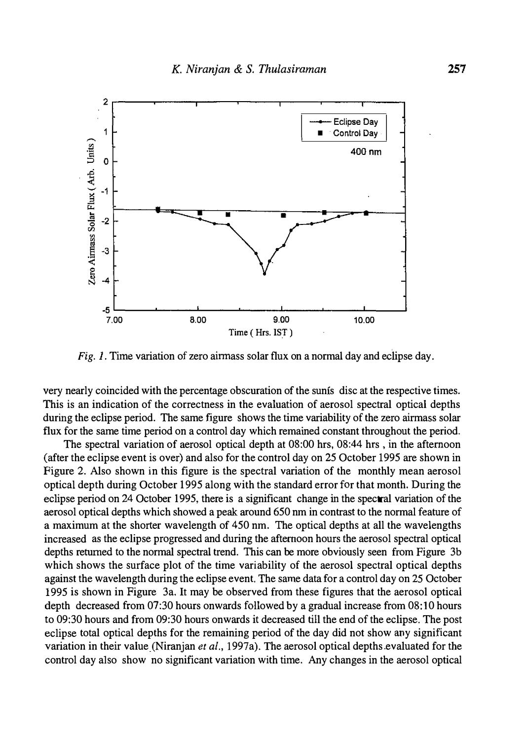Fig. 1. Time variation of zero airmass solar flux on a normal day and eclipse day.

very nearly coincided with the percentage obscuration of the sunís disc at the respective times. This is an indication of the correctness in the evaluation of aerosol spectral optical depths during the eclipse period. The same figure shows the time variability of the zero airmass solar flux for the same time period on a control day which remained constant throughout the period.

The spectral variation of aerosol optical depth at 08:00 hrs, 08:44 hrs , in the afternoon (after the eclipse event is over) and also for the control day on 25 October 1995 are shown in Figure 2. Also shown in this figure is the spectral variation of the monthly mean aerosol optical depth during October 1995 along with the standard error for that month. During the eclipse period on 24 October 1995, there is a significant change in the spectral variation of the aerosol optical depths which showed a peak around 650 nm in contrast to the normal feature of a maximum at the shorter wavelength of 450 nm. The optical depths at all the wavelengths increased as the eclipse progressed and during the afternoon hours the aerosol spectral optical depths returned to the normal spectral trend. This can be more obviously seen from Figure 3b which shows the surface plot of the time variability of the aerosol spectral optical depths against the wavelength during the eclipse event. The same data for a control day on 25 October 1995 is shown in Figure 3a. It may be observed from these figures that the aerosol optical depth decreased from 07:30 hours onwards followed by a gradual increase from 08:10 hours to 09:30 hours and from 09:30 hours onwards it decreased till the end of the eclipse. The post eclipse total optical depths for the remaining period of the day did not show any significant variation in their value (Niranjan *et al.*, 1997a). The aerosol optical depths evaluated for the control day also show no significant variation with time. Any changes in the aerosol optical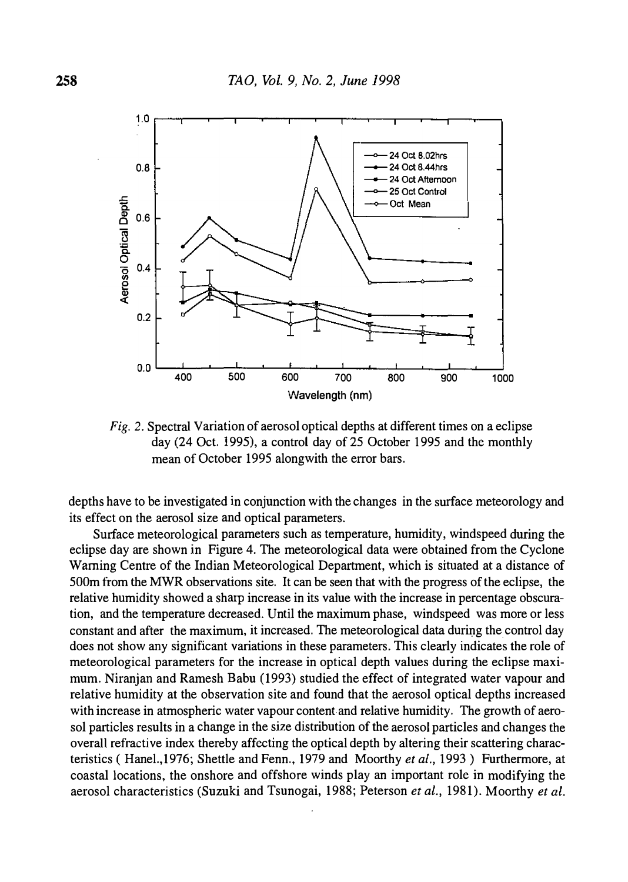*Fig. 2.* Spectral Variation of aerosol optical depths at different times on a eclipse day (24 Oct. 1995), a control day of 25 October 1995 and the monthly mean of October 1995 alongwith the error bars.

depths have to be investigated in conjunction with the changes in the surface meteorology and its effect on the aerosol size and optical parameters.

Surface meteorological parameters such as temperature, humidity, windspeed during the eclipse day are shown in Figure 4. The meteorological data were obtained from the Cyclone Warning Centre of the Indian Meteorological Department, which is situated at a distance of 500m from the MWR observations site. It can be seen that with the progress of the eclipse, the relative humidity showed a sharp increase in its value with the increase in percentage obscuration, and the temperature decreased. Until the maximum phase, windspeed was more or less constant and after the maximum, it increased. The meteorological data during the control day does not show any significant variations in these parameters. This clearly indicates the role of meteorological parameters for the increase in optical depth values during the eclipse maximum. Niranjan and Ramesh Babu (1993) studied the effect of integrated water vapour and relative humidity at the observation site and found that the aerosol optical depths increased with increase in atmospheric water vapour content and relative humidity. The growth of aerosol particles results in a change in the size distribution of the aerosol particles and changes the overall refractive index thereby affecting the optical depth by altering their scattering characteristics ( Hanel.,1976; Shettle and Fenn., 1979 and Moorthy *et al.*, 1993 ) Furthermore, at coastal locations, the onshore and offshore winds play an important role in modifying the aerosol characteristics (Suzuki and Tsunogai, 1988; Peterson *et al.*, 1981). Moorthy *et al.*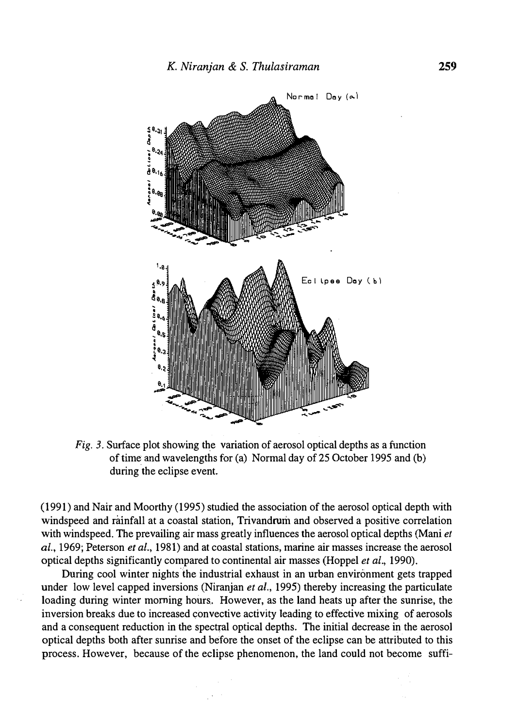*Fig. 3.* Surface plot showing the variation of aerosol optical depths as a function of time and wavelengths for (a) Normal day of 25 October 1995 and (b) during the eclipse event.

(1991) and Nair and Moorthy (1995) studied the association of the aerosol optical depth with windspeed and rainfall at a coastal station, Trivandrum and observed a positive correlation with windspeed. The prevailing air mass greatly influences the aerosol optical depths (Mani *et al.*, 1969; Peterson *et al.*, 1981) and at coastal stations, marine air masses increase the aerosol optical depths significantly compared to continental air masses (Hoppel *et al.*, 1990).

During cool winter nights the industrial exhaust in an urban environment gets trapped under low level capped inversions (Niranjan *et al.*, 1995) thereby increasing the particulate loading during winter morning hours. However, as the land heats up after the sunrise, the inversion breaks due to increased convective activity leading to effective mixing of aerosols and a consequent reduction in the spectral optical depths. The initial decrease in the aerosol optical depths both after sunrise and before the onset of the eclipse can be attributed to this process. However, because of the eclipse phenomenon, the land could not become suffi-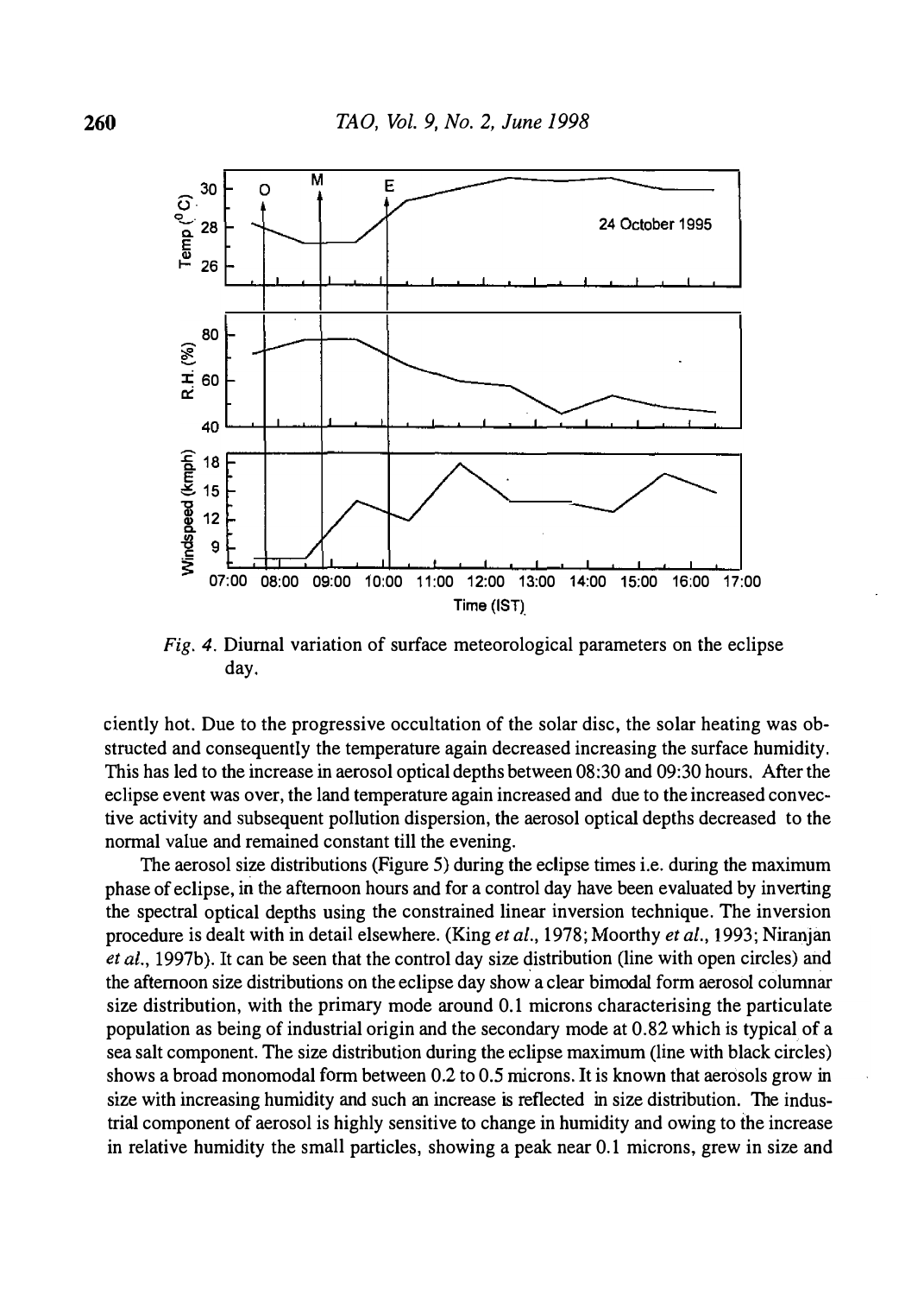*Fig. 4.* Diurnal variation of surface meteorological parameters on the eclipse day.

ciently hot. Due to the progressive occultation of the solar disc, the solar heating was obstructed and consequently the temperature again decreased increasing the surface humidity. This has led to the increase in aerosol optical depths between 08:30 and 09:30 hours. After the eclipse event was over, the land temperature again increased and due to the increased convective activity and subsequent pollution dispersion, the aerosol optical depths decreased to the normal value and remained constant till the evening.

The aerosol size distributions (Figure 5) during the eclipse times i.e. during the maximum phase of eclipse, in the afternoon hours and for a control day have been evaluated by inverting the spectral optical depths using the constrained linear inversion technique. The inversion procedure is dealt with in detail elsewhere. (King *et al.*, 1978; Moorthy *et al.*, 1993; Niranjan *et al.*, 1997b). It can be seen that the control day size distribution (line with open circles) and the afternoon size distributions on the eclipse day show a clear bimodal form aerosol columnar size distribution, with the primary mode around 0.1 microns characterising the particulate population as being of industrial origin and the secondary mode at 0.82 which is typical of a sea salt component. The size distribution during the eclipse maximum (line with black circles) shows a broad monomodal form between 0.2 to 0.5 microns. It is known that aerosols grow in size with increasing humidity and such an increase is reflected in size distribution. The industrial component of aerosol is highly sensitive to change in humidity and owing to the increase in relative humidity the small particles, showing a peak near 0.1 microns, grew in size and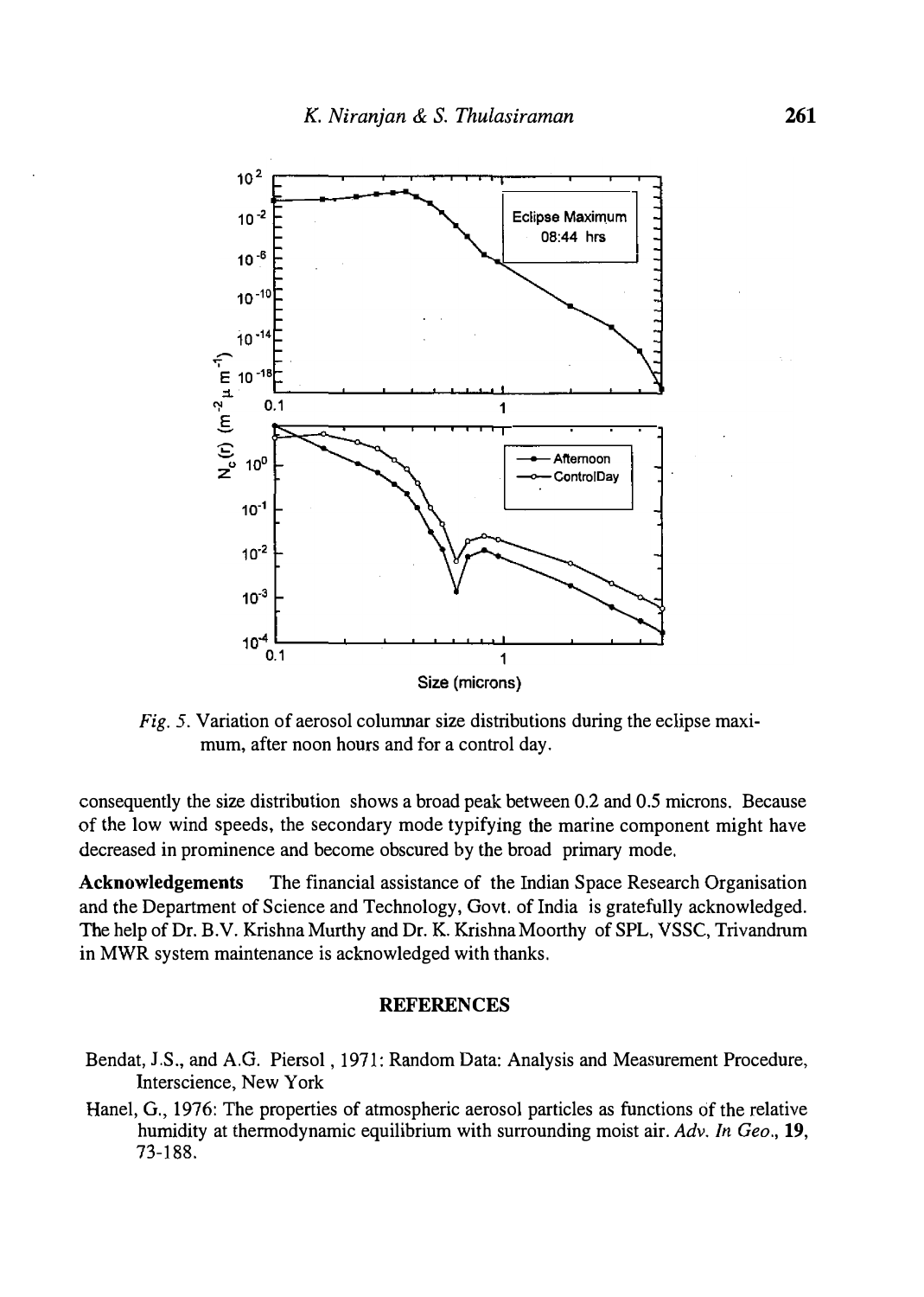*Fig. 5.* Variation of aerosol columnar size distributions during the eclipse maximum, after noon hours and for a control day.

consequently the size distribution shows a broad peak between 0.2 and 0.5 microns. Because of the low wind speeds, the secondary mode typifying the marine component might have decreased in prominence and become obscured by the broad primary mode.

**Acknowledgements** The financial assistance of the Indian Space Research Organisation and the Department of Science and Technology, Govt. of India is gratefully acknowledged. The help of Dr. B.V. Krishna Murthy and Dr. K. Krishna Moorthy of SPL, VSSC, Trivandrum in MWR system maintenance is acknowledged with thanks.

## REFERENCES

Bendat, J.S., and A.G. Piersol, 1971: Random Data: Analysis and Measurement Procedure, Interscience, New York

Hanel, G., 1976: The properties of atmospheric aerosol particles as functions of the relative humidity at thermodynamic equilibrium with surrounding moist air. *Adv. In Geo.*, **19**, 73-188.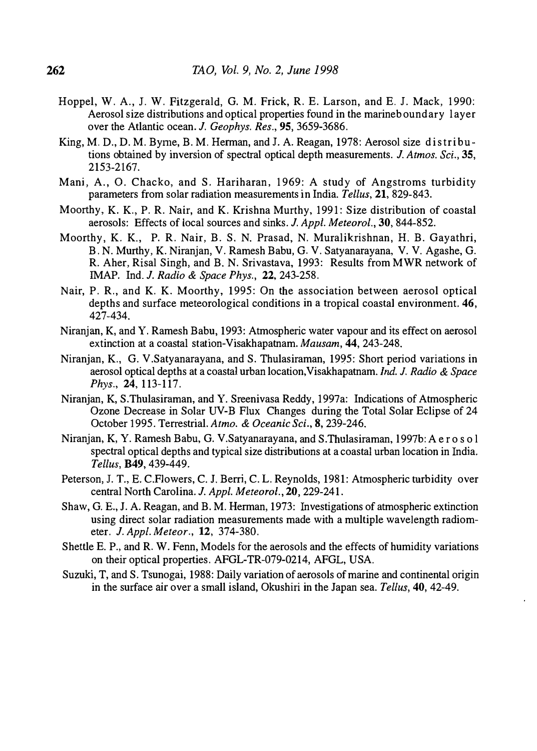Hoppel, W. A., J. W. Fitzgerald, G. M. Frick, R. E. Larson, and E. J. Mack, 1990: Aerosol size distributions and optical properties found in the marineboundary layer over the Atlantic ocean. *J. Geophys. Res.*, **95**, 3659-3686.

King, M. D., D. M. Byrne, B. M. Herman, and J. A. Reagan, 1978: Aerosol size distributions obtained by inversion of spectral optical depth measurements. *J. Atmos. Sci.*, **35**, 2153-2167.

Mani, A., O. Chacko, and S. Hariharan, 1969: A study of Angstroms turbidity parameters from solar radiation measurements in India. *Tellus*, **21**, 829-843.

Moorthy, K. K., P. R. Nair, and K. Krishna Murthy, 1991: Size distribution of coastal aerosols: Effects of local sources and sinks. *J. Appl. Meteorol.*, **30**, 844-852.

Moorthy, K. K., P. R. Nair, B. S. N. Prasad, N. Muralikrishnan, H. B. Gayathri, B. N. Murthy, K. Niranjan, V. Ramesh Babu, G. V. Satyanarayana, V. V. Agashe, G. R. Aher, Risal Singh, and B. N. Srivastava, 1993: Results from MWR network of IMAP. Ind. *J. Radio & Space Phys.*, **22**, 243-258.

Nair, P. R., and K. K. Moorthy, 1995: On the association between aerosol optical depths and surface meteorological conditions in a tropical coastal environment. **46**, 427-434.

Niranjan, K, and Y. Ramesh Babu, 1993: Atmospheric water vapour and its effect on aerosol extinction at a coastal station-Visakhapatnam. *Mausam*, **44**, 243-248.

Niranjan, K., G. V.Satyanarayana, and S. Thulasiraman, 1995: Short period variations in aerosol optical depths at a coastal urban location,Visakhapatnam. *Ind. J. Radio & Space Phys.*, **24**, 113-117.

Niranjan, K, S.Thulasiraman, and Y. Sreenivasa Reddy, 1997a: Indications of Atmospheric Ozone Decrease in Solar UV-B Flux Changes during the Total Solar Eclipse of 24 October 1995. Terrestrial. *Atmo. & Oceanic Sci.*, **8**, 239-246.

Niranjan, K, Y. Ramesh Babu, G. V.Satyanarayana, and S.Thulasiraman, 1997b: Aerosol spectral optical depths and typical size distributions at a coastal urban location in India. *Tellus*, **B49**, 439-449.

Peterson, J. T., E. C.Flowers, C. J. Berri, C. L. Reynolds, 1981: Atmospheric turbidity over central North Carolina. *J. Appl. Meteorol.*, **20**, 229-241.

Shaw, G. E., J. A. Reagan, and B. M. Herman, 1973: Investigations of atmospheric extinction using direct solar radiation measurements made with a multiple wavelength radiometer. *J. Appl. Meteor.*, **12**, 374-380.

Shettle E. P., and R. W. Fenn, Models for the aerosols and the effects of humidity variations on their optical properties. AFGL-TR-079-0214, AFGL, USA.

Suzuki, T, and S. Tsunogai, 1988: Daily variation of aerosols of marine and continental origin in the surface air over a small island, Okushiri in the Japan sea. *Tellus*, **40**, 42-49.